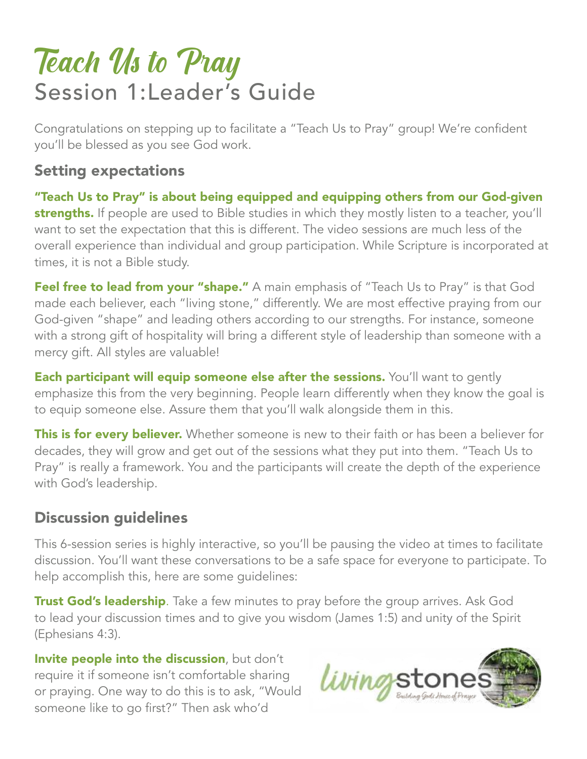# Teach Us to Pray

## Session 1:Leader's Guide

Congratulations on stepping up to facilitate a "Teach Us to Pray" group! We're confident you'll be blessed as you see God work.

### Setting expectations

**"Teach Us to Pray" is about being equipped and equipping others from our God-given strengths.** If people are used to Bible studies in which they mostly listen to a teacher, you'll want to set the expectation that this is different. The video sessions are much less of the overall experience than individual and group participation. While Scripture is incorporated at times, it is not a Bible study.

**Feel free to lead from your "shape."** A main emphasis of "Teach Us to Pray" is that God made each believer, each "living stone," differently. We are most effective praying from our God-given "shape" and leading others according to our strengths. For instance, someone with a strong gift of hospitality will bring a different style of leadership than someone with a mercy gift. All styles are valuable!

**Each participant will equip someone else after the sessions.** You'll want to gently emphasize this from the very beginning. People learn differently when they know the goal is to equip someone else. Assure them that you'll walk alongside them in this.

**This is for every believer.** Whether someone is new to their faith or has been a believer for decades, they will grow and get out of the sessions what they put into them. "Teach Us to Pray" is really a framework. You and the participants will create the depth of the experience with God's leadership.

### Discussion guidelines

This 6-session series is highly interactive, so you'll be pausing the video at times to facilitate discussion. You'll want these conversations to be a safe space for everyone to participate. To help accomplish this, here are some guidelines:

**Trust God's leadership**. Take a few minutes to pray before the group arrives. Ask God to lead your discussion times and to give you wisdom (James 1:5) and unity of the Spirit (Ephesians 4:3).

**Invite people into the discussion**, but don't require it if someone isn't comfortable sharing or praying. One way to do this is to ask, "Would someone like to go first?" Then ask who'd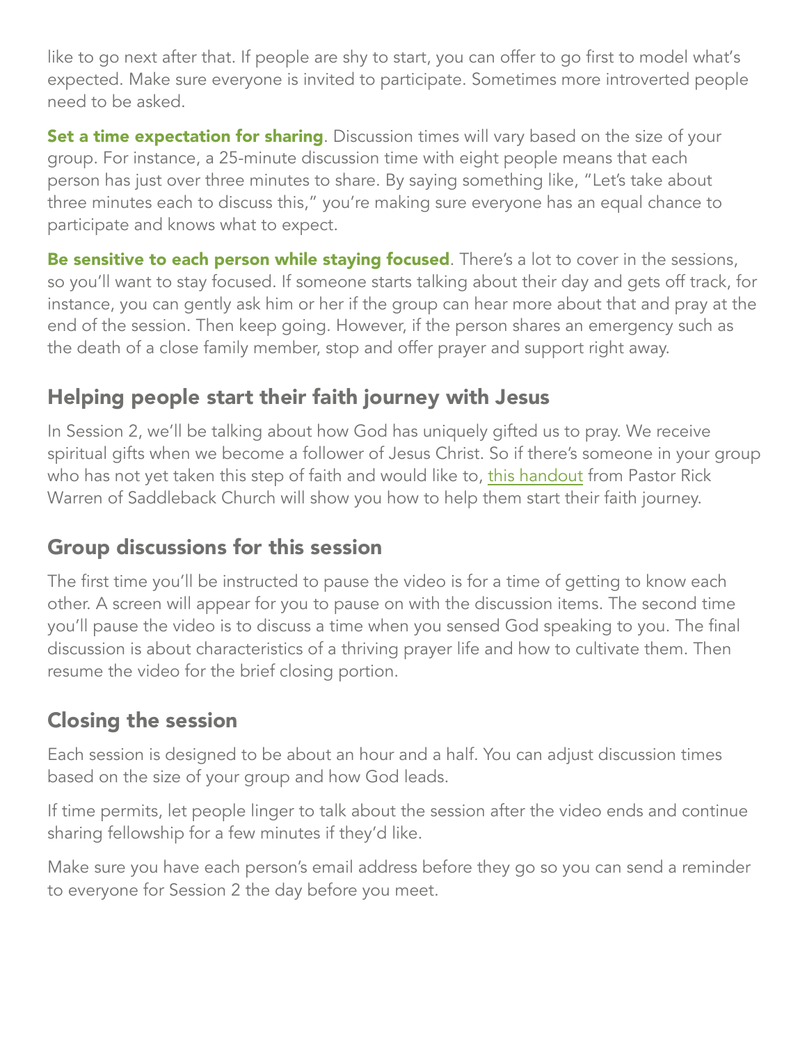like to go next after that. If people are shy to start, you can offer to go first to model what's expected. Make sure everyone is invited to participate. Sometimes more introverted people need to be asked.

**Set a time expectation for sharing**. Discussion times will vary based on the size of your group. For instance, a 25-minute discussion time with eight people means that each person has just over three minutes to share. By saying something like, "Let's take about three minutes each to discuss this," you're making sure everyone has an equal chance to participate and knows what to expect.

**Be sensitive to each person while staying focused**. There's a lot to cover in the sessions, so you'll want to stay focused. If someone starts talking about their day and gets off track, for instance, you can gently ask him or her if the group can hear more about that and pray at the end of the session. Then keep going. However, if the person shares an emergency such as the death of a close family member, stop and offer prayer and support right away.

## Helping people start their faith journey with Jesus

In Session 2, we'll be talking about how God has uniquely gifted us to pray. We receive spiritual gifts when we become a follower of Jesus Christ. So if there's someone in your group who has not yet taken this step of faith and would like to, this handout from Pastor Rick Warren of Saddleback Church will show you how to help them start their faith journey.

## Group discussions for this session

The first time you'll be instructed to pause the video is for a time of getting to know each other. A screen will appear for you to pause on with the discussion items. The second time you'll pause the video is to discuss a time when you sensed God speaking to you. The final discussion is about characteristics of a thriving prayer life and how to cultivate them. Then resume the video for the brief closing portion.

## Closing the session

Each session is designed to be about an hour and a half. You can adjust discussion times based on the size of your group and how God leads.

If time permits, let people linger to talk about the session after the video ends and continue sharing fellowship for a few minutes if they'd like.

Make sure you have each person's email address before they go so you can send a reminder to everyone for Session 2 the day before you meet.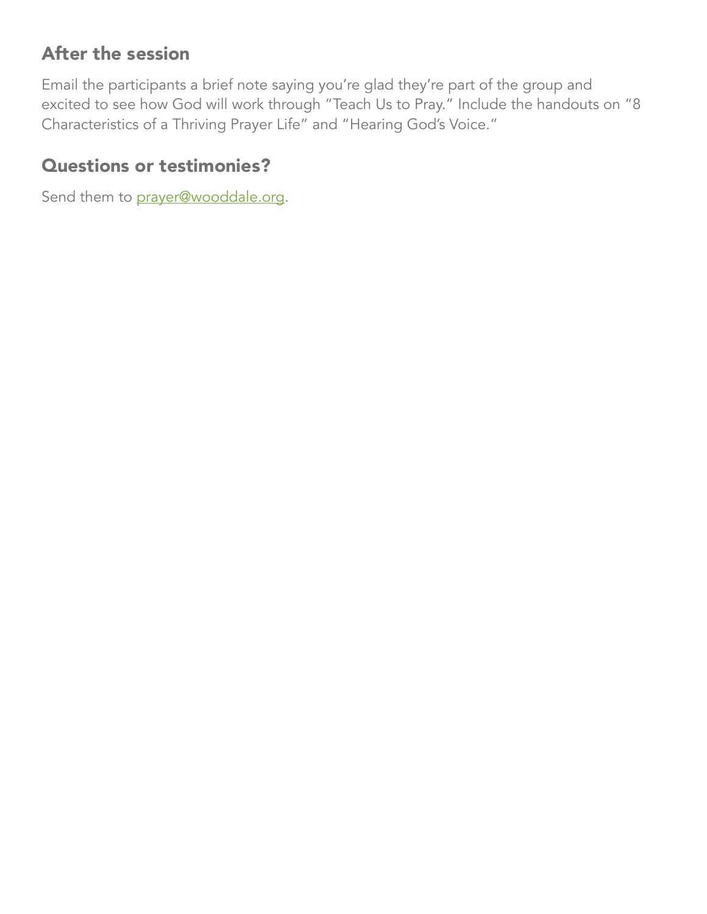## After the session

Email the participants a brief note saying you're glad they're part of the group and excited to see how God will work through "Teach Us to Pray." Include the handouts on "8 Characteristics of a Thriving Prayer Life" and "Hearing God's Voice."

## Questions or testimonies?

Send them to prayer@wooddale.org.